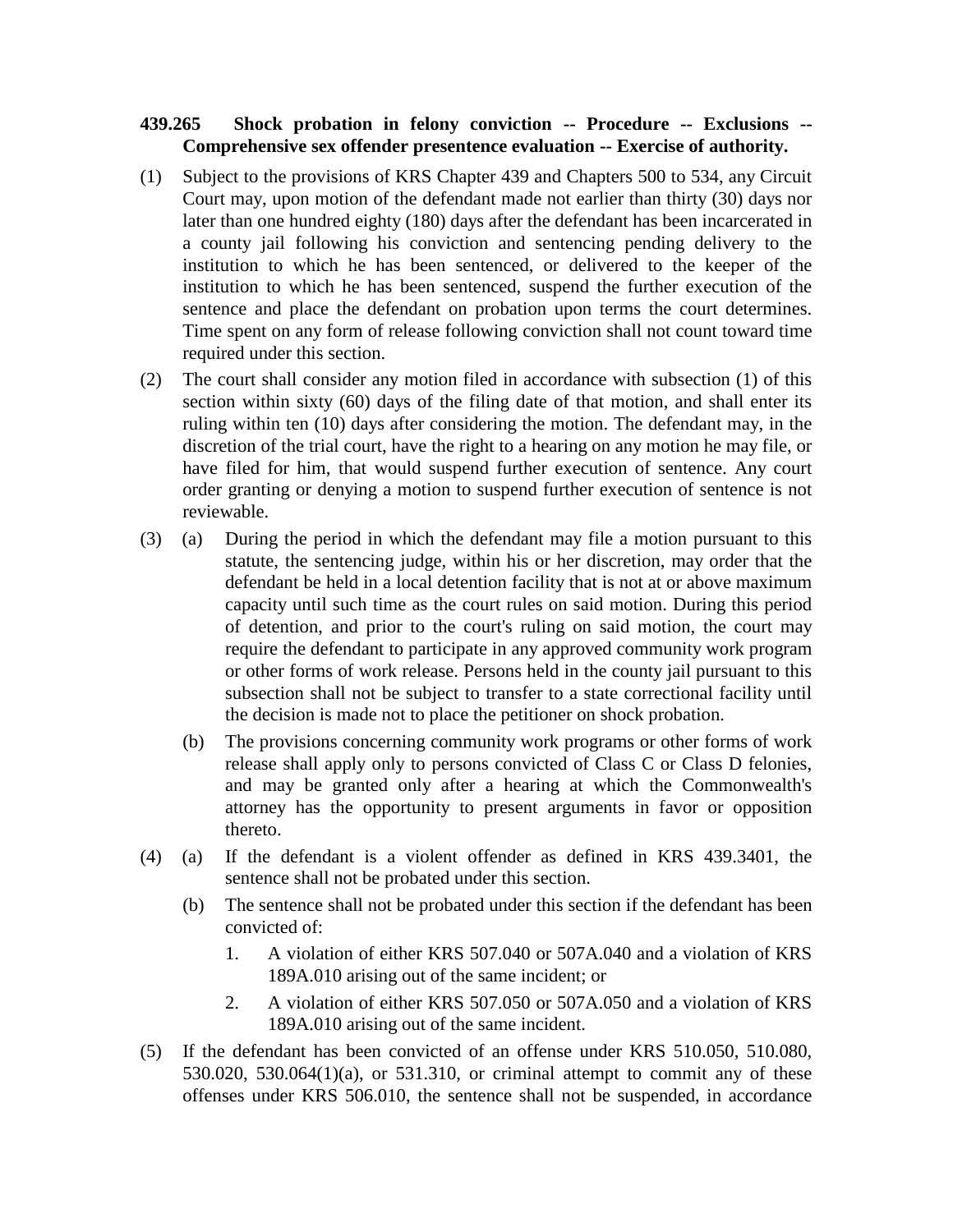**439.265 Shock probation in felony conviction -- Procedure -- Exclusions -- Comprehensive sex offender presentence evaluation -- Exercise of authority.**

(1) Subject to the provisions of KRS Chapter 439 and Chapters 500 to 534, any Circuit Court may, upon motion of the defendant made not earlier than thirty (30) days nor later than one hundred eighty (180) days after the defendant has been incarcerated in a county jail following his conviction and sentencing pending delivery to the institution to which he has been sentenced, or delivered to the keeper of the institution to which he has been sentenced, suspend the further execution of the sentence and place the defendant on probation upon terms the court determines. Time spent on any form of release following conviction shall not count toward time required under this section.

(2) The court shall consider any motion filed in accordance with subsection (1) of this section within sixty (60) days of the filing date of that motion, and shall enter its ruling within ten (10) days after considering the motion. The defendant may, in the discretion of the trial court, have the right to a hearing on any motion he may file, or have filed for him, that would suspend further execution of sentence. Any court order granting or denying a motion to suspend further execution of sentence is not reviewable.

(3) (a) During the period in which the defendant may file a motion pursuant to this statute, the sentencing judge, within his or her discretion, may order that the defendant be held in a local detention facility that is not at or above maximum capacity until such time as the court rules on said motion. During this period of detention, and prior to the court's ruling on said motion, the court may require the defendant to participate in any approved community work program or other forms of work release. Persons held in the county jail pursuant to this subsection shall not be subject to transfer to a state correctional facility until the decision is made not to place the petitioner on shock probation.

(b) The provisions concerning community work programs or other forms of work release shall apply only to persons convicted of Class C or Class D felonies, and may be granted only after a hearing at which the Commonwealth's attorney has the opportunity to present arguments in favor or opposition thereto.

(4) (a) If the defendant is a violent offender as defined in KRS 439.3401, the sentence shall not be probated under this section.

(b) The sentence shall not be probated under this section if the defendant has been convicted of:

1. A violation of either KRS 507.040 or 507A.040 and a violation of KRS 189A.010 arising out of the same incident; or

2. A violation of either KRS 507.050 or 507A.050 and a violation of KRS 189A.010 arising out of the same incident.

(5) If the defendant has been convicted of an offense under KRS 510.050, 510.080, 530.020, 530.064(1)(a), or 531.310, or criminal attempt to commit any of these offenses under KRS 506.010, the sentence shall not be suspended, in accordance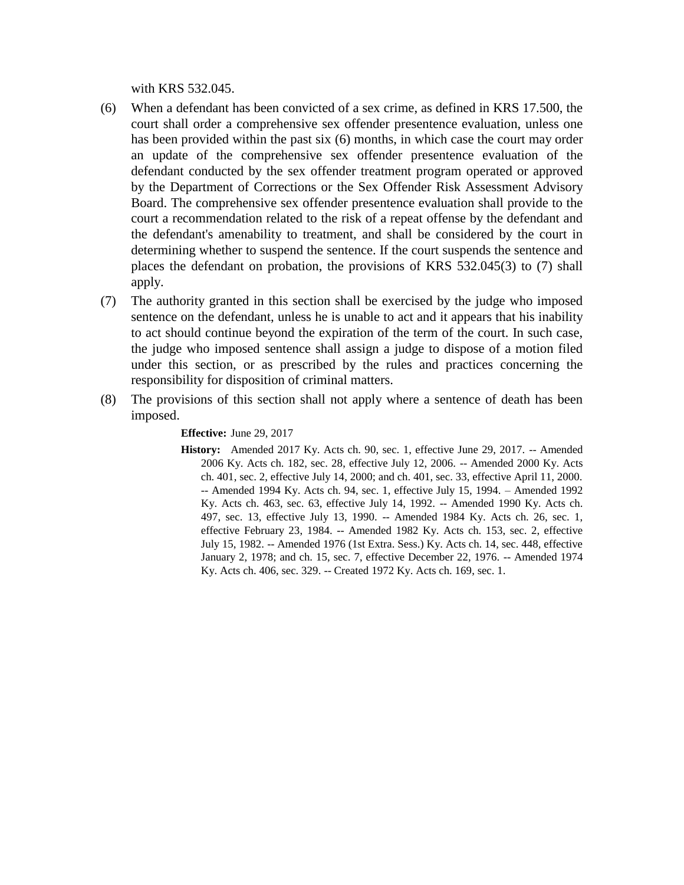with KRS 532.045.

(6) When a defendant has been convicted of a sex crime, as defined in KRS 17.500, the court shall order a comprehensive sex offender presentence evaluation, unless one has been provided within the past six (6) months, in which case the court may order an update of the comprehensive sex offender presentence evaluation of the defendant conducted by the sex offender treatment program operated or approved by the Department of Corrections or the Sex Offender Risk Assessment Advisory Board. The comprehensive sex offender presentence evaluation shall provide to the court a recommendation related to the risk of a repeat offense by the defendant and the defendant's amenability to treatment, and shall be considered by the court in determining whether to suspend the sentence. If the court suspends the sentence and places the defendant on probation, the provisions of KRS 532.045(3) to (7) shall apply.

(7) The authority granted in this section shall be exercised by the judge who imposed sentence on the defendant, unless he is unable to act and it appears that his inability to act should continue beyond the expiration of the term of the court. In such case, the judge who imposed sentence shall assign a judge to dispose of a motion filed under this section, or as prescribed by the rules and practices concerning the responsibility for disposition of criminal matters.

(8) The provisions of this section shall not apply where a sentence of death has been imposed.

**Effective:** June 29, 2017

**History:** Amended 2017 Ky. Acts ch. 90, sec. 1, effective June 29, 2017. -- Amended 2006 Ky. Acts ch. 182, sec. 28, effective July 12, 2006. -- Amended 2000 Ky. Acts ch. 401, sec. 2, effective July 14, 2000; and ch. 401, sec. 33, effective April 11, 2000. -- Amended 1994 Ky. Acts ch. 94, sec. 1, effective July 15, 1994. – Amended 1992 Ky. Acts ch. 463, sec. 63, effective July 14, 1992. -- Amended 1990 Ky. Acts ch. 497, sec. 13, effective July 13, 1990. -- Amended 1984 Ky. Acts ch. 26, sec. 1, effective February 23, 1984. -- Amended 1982 Ky. Acts ch. 153, sec. 2, effective July 15, 1982. -- Amended 1976 (1st Extra. Sess.) Ky. Acts ch. 14, sec. 448, effective January 2, 1978; and ch. 15, sec. 7, effective December 22, 1976. -- Amended 1974 Ky. Acts ch. 406, sec. 329. -- Created 1972 Ky. Acts ch. 169, sec. 1.